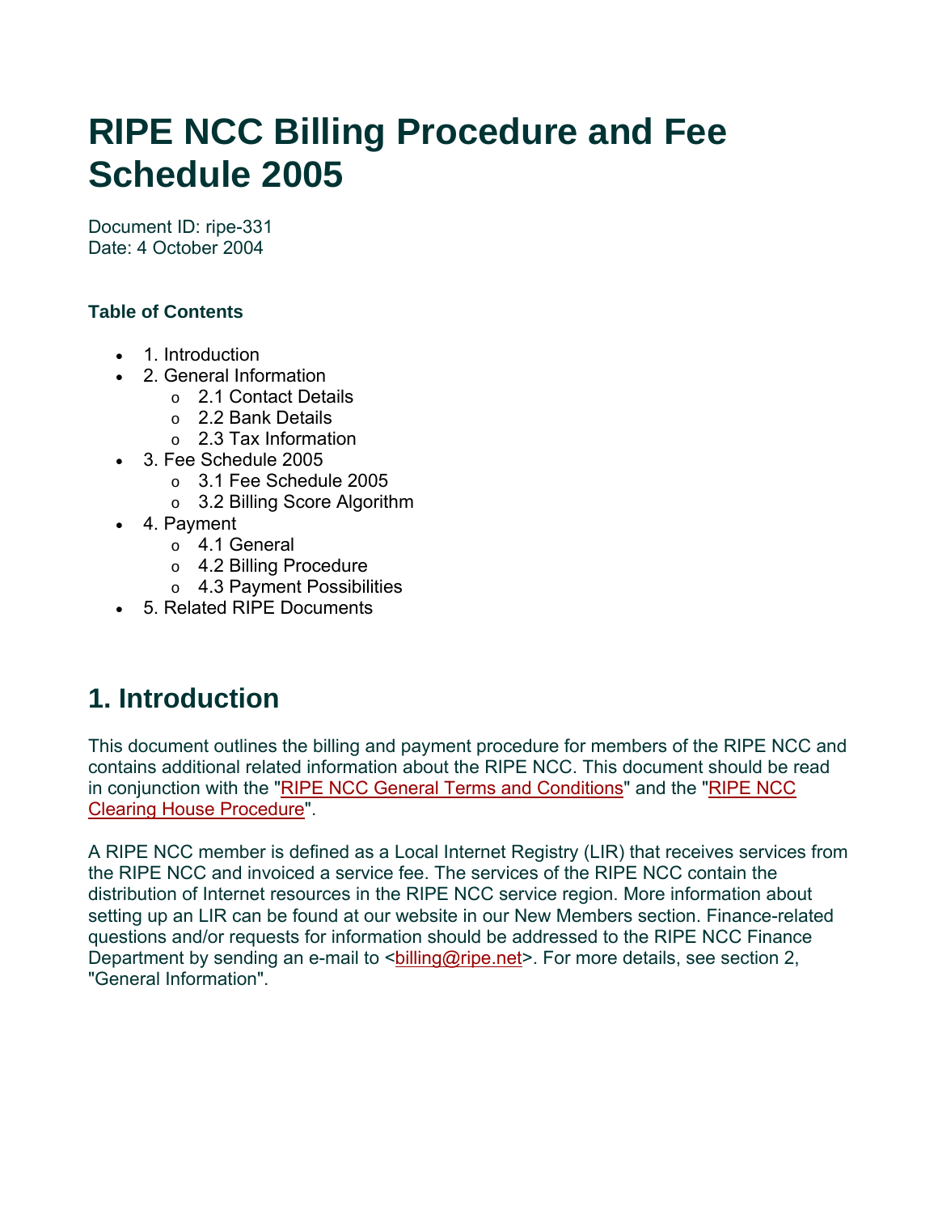# RIPE NCC Billing Procedure and Fee Schedule 2005

Document ID: ripe-331
Date: 4 October 2004

**Table of Contents**

- 1. Introduction
- 2. General Information
  - 2.1 Contact Details
  - 2.2 Bank Details
  - 2.3 Tax Information
- 3. Fee Schedule 2005
  - 3.1 Fee Schedule 2005
  - 3.2 Billing Score Algorithm
- 4. Payment
  - 4.1 General
  - 4.2 Billing Procedure
  - 4.3 Payment Possibilities
- 5. Related RIPE Documents

## 1. Introduction

This document outlines the billing and payment procedure for members of the RIPE NCC and contains additional related information about the RIPE NCC. This document should be read in conjunction with the "RIPE NCC General Terms and Conditions" and the "RIPE NCC Clearing House Procedure".

A RIPE NCC member is defined as a Local Internet Registry (LIR) that receives services from the RIPE NCC and invoiced a service fee. The services of the RIPE NCC contain the distribution of Internet resources in the RIPE NCC service region. More information about setting up an LIR can be found at our website in our New Members section. Finance-related questions and/or requests for information should be addressed to the RIPE NCC Finance Department by sending an e-mail to <billing@ripe.net>. For more details, see section 2, "General Information".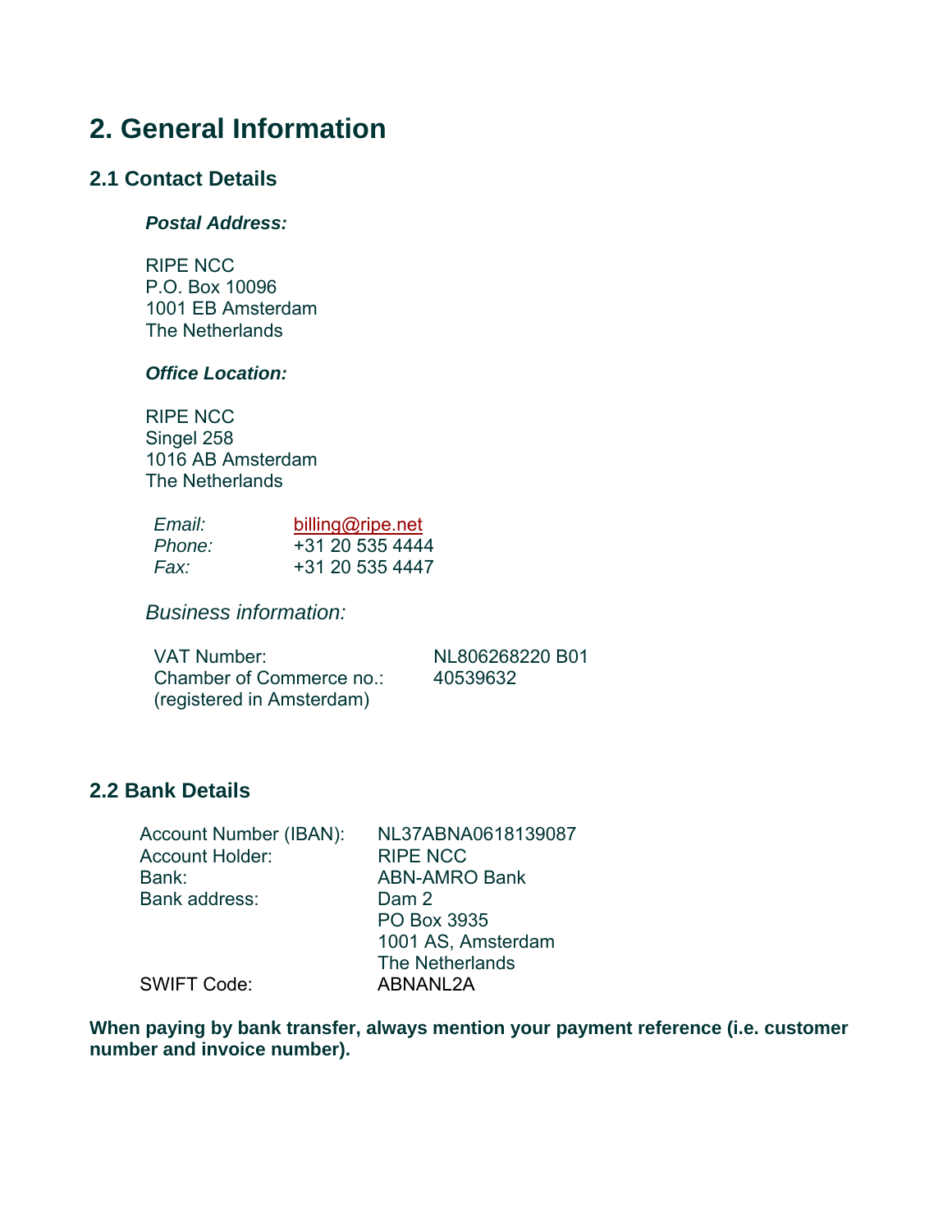## 2. General Information

### 2.1 Contact Details

***Postal Address:***

RIPE NCC
P.O. Box 10096
1001 EB Amsterdam
The Netherlands

***Office Location:***

RIPE NCC
Singel 258
1016 AB Amsterdam
The Netherlands

| | |
|---|---|
| *Email:* | billing@ripe.net |
| *Phone:* | +31 20 535 4444 |
| *Fax:* | +31 20 535 4447 |

*Business information:*

| | |
|---|---|
| VAT Number: | NL806268220 B01 |
| Chamber of Commerce no.: (registered in Amsterdam) | 40539632 |

### 2.2 Bank Details

| | |
|---|---|
| Account Number (IBAN): | NL37ABNA0618139087 |
| Account Holder: | RIPE NCC |
| Bank: | ABN-AMRO Bank |
| Bank address: | Dam 2<br>PO Box 3935<br>1001 AS, Amsterdam<br>The Netherlands |
| SWIFT Code: | ABNANL2A |

**When paying by bank transfer, always mention your payment reference (i.e. customer number and invoice number).**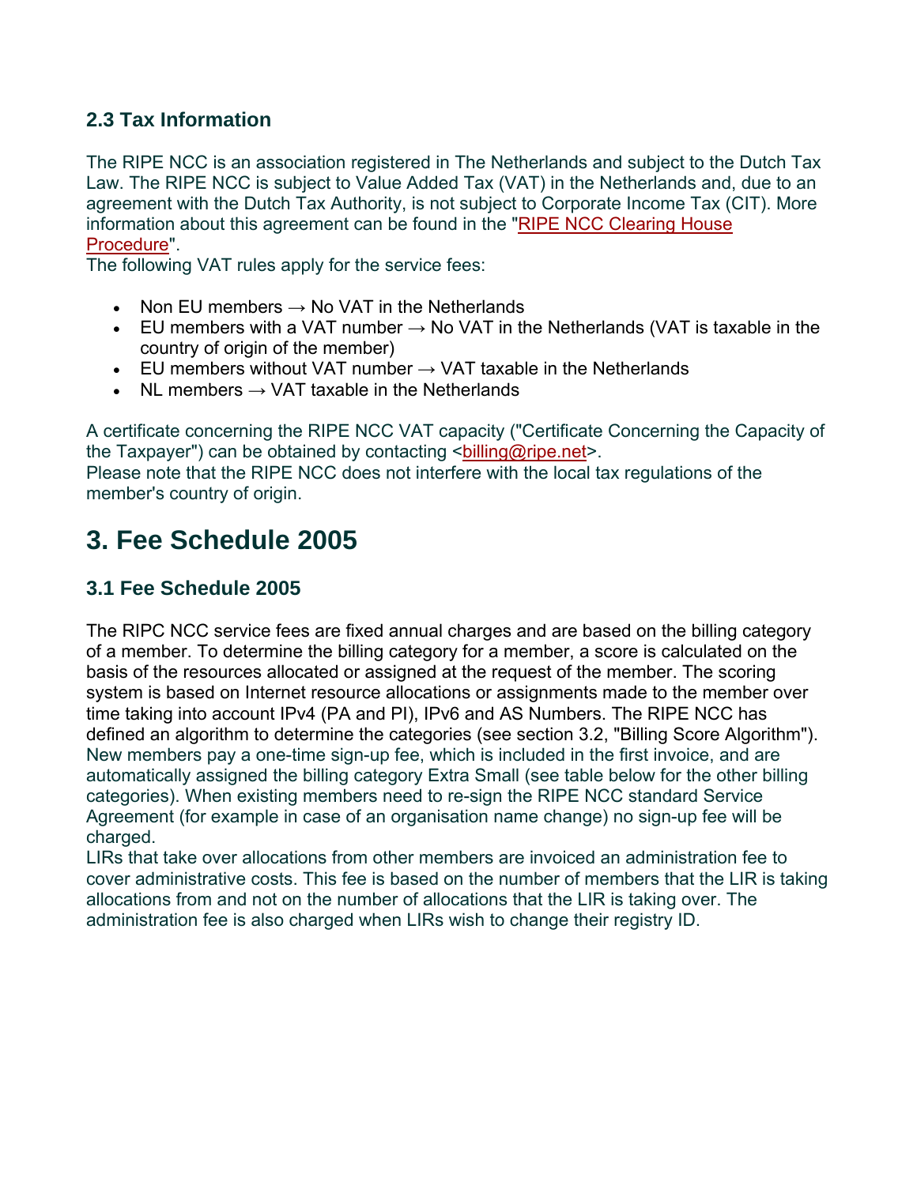### 2.3 Tax Information

The RIPE NCC is an association registered in The Netherlands and subject to the Dutch Tax Law. The RIPE NCC is subject to Value Added Tax (VAT) in the Netherlands and, due to an agreement with the Dutch Tax Authority, is not subject to Corporate Income Tax (CIT). More information about this agreement can be found in the "RIPE NCC Clearing House Procedure".
The following VAT rules apply for the service fees:

- Non EU members → No VAT in the Netherlands
- EU members with a VAT number → No VAT in the Netherlands (VAT is taxable in the country of origin of the member)
- EU members without VAT number → VAT taxable in the Netherlands
- NL members → VAT taxable in the Netherlands

A certificate concerning the RIPE NCC VAT capacity ("Certificate Concerning the Capacity of the Taxpayer") can be obtained by contacting <billing@ripe.net>.
Please note that the RIPE NCC does not interfere with the local tax regulations of the member's country of origin.

## 3. Fee Schedule 2005

### 3.1 Fee Schedule 2005

The RIPC NCC service fees are fixed annual charges and are based on the billing category of a member. To determine the billing category for a member, a score is calculated on the basis of the resources allocated or assigned at the request of the member. The scoring system is based on Internet resource allocations or assignments made to the member over time taking into account IPv4 (PA and PI), IPv6 and AS Numbers. The RIPE NCC has defined an algorithm to determine the categories (see section 3.2, "Billing Score Algorithm"). New members pay a one-time sign-up fee, which is included in the first invoice, and are automatically assigned the billing category Extra Small (see table below for the other billing categories). When existing members need to re-sign the RIPE NCC standard Service Agreement (for example in case of an organisation name change) no sign-up fee will be charged.
LIRs that take over allocations from other members are invoiced an administration fee to cover administrative costs. This fee is based on the number of members that the LIR is taking allocations from and not on the number of allocations that the LIR is taking over. The administration fee is also charged when LIRs wish to change their registry ID.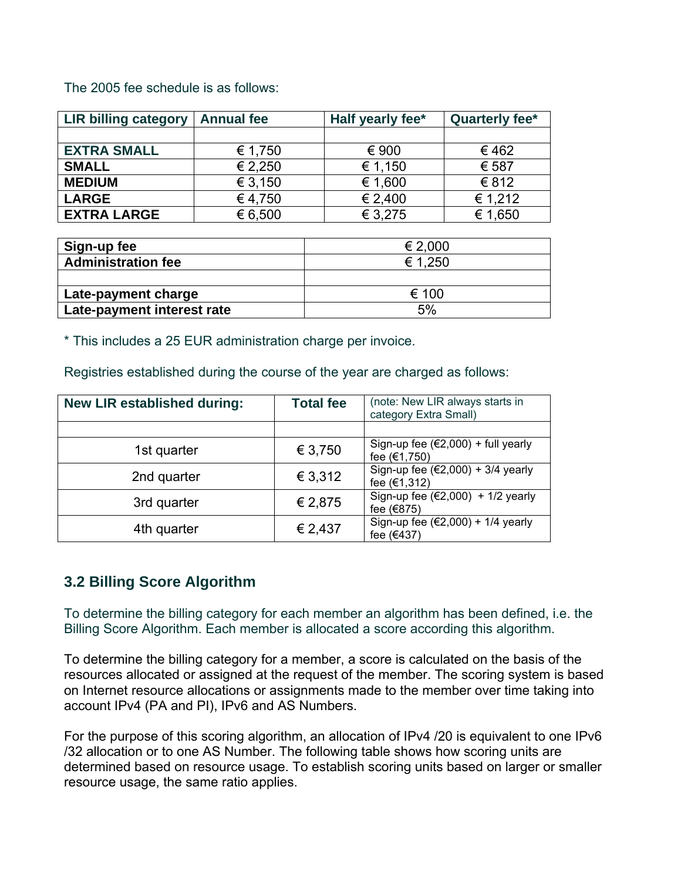The 2005 fee schedule is as follows:

| LIR billing category | Annual fee | Half yearly fee* | Quarterly fee* |
|---|---|---|---|
| | | | |
| **EXTRA SMALL** | € 1,750 | € 900 | € 462 |
| **SMALL** | € 2,250 | € 1,150 | € 587 |
| **MEDIUM** | € 3,150 | € 1,600 | € 812 |
| **LARGE** | € 4,750 | € 2,400 | € 1,212 |
| **EXTRA LARGE** | € 6,500 | € 3,275 | € 1,650 |

| | |
|---|---|
| **Sign-up fee** | € 2,000 |
| **Administration fee** | € 1,250 |
| | |
| **Late-payment charge** | € 100 |
| **Late-payment interest rate** | 5% |

* This includes a 25 EUR administration charge per invoice.

Registries established during the course of the year are charged as follows:

| New LIR established during: | Total fee | (note: New LIR always starts in category Extra Small) |
|---|---|---|
| | | |
| 1st quarter | € 3,750 | Sign-up fee (€2,000) + full yearly fee (€1,750) |
| 2nd quarter | € 3,312 | Sign-up fee (€2,000) + 3/4 yearly fee (€1,312) |
| 3rd quarter | € 2,875 | Sign-up fee (€2,000) + 1/2 yearly fee (€875) |
| 4th quarter | € 2,437 | Sign-up fee (€2,000) + 1/4 yearly fee (€437) |

### 3.2 Billing Score Algorithm

To determine the billing category for each member an algorithm has been defined, i.e. the Billing Score Algorithm. Each member is allocated a score according this algorithm.

To determine the billing category for a member, a score is calculated on the basis of the resources allocated or assigned at the request of the member. The scoring system is based on Internet resource allocations or assignments made to the member over time taking into account IPv4 (PA and PI), IPv6 and AS Numbers.

For the purpose of this scoring algorithm, an allocation of IPv4 /20 is equivalent to one IPv6 /32 allocation or to one AS Number. The following table shows how scoring units are determined based on resource usage. To establish scoring units based on larger or smaller resource usage, the same ratio applies.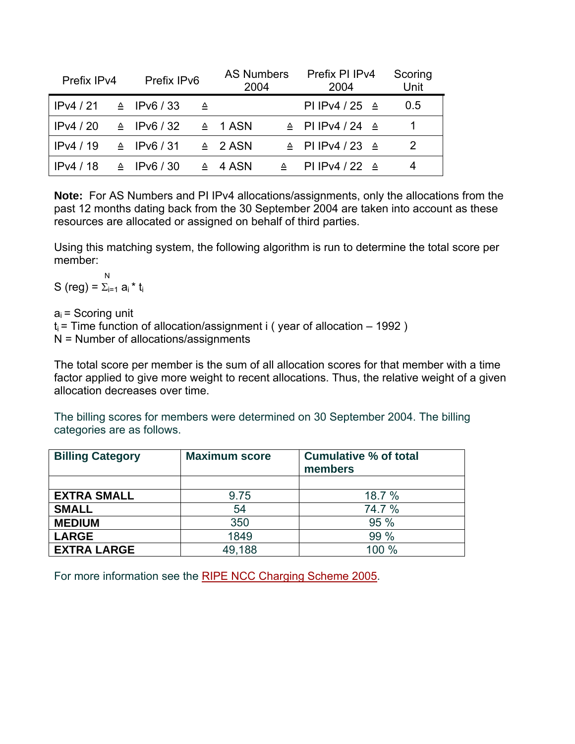| Prefix IPv4 | | Prefix IPv6 | | AS Numbers 2004 | | Prefix PI IPv4 2004 | | Scoring Unit |
|---|---|---|---|---|---|---|---|---|
| IPv4 / 21 | ≙ | IPv6 / 33 | ≙ | | | PI IPv4 / 25 | ≙ | 0.5 |
| IPv4 / 20 | ≙ | IPv6 / 32 | ≙ | 1 ASN | ≙ | PI IPv4 / 24 | ≙ | 1 |
| IPv4 / 19 | ≙ | IPv6 / 31 | ≙ | 2 ASN | ≙ | PI IPv4 / 23 | ≙ | 2 |
| IPv4 / 18 | ≙ | IPv6 / 30 | ≙ | 4 ASN | ≙ | PI IPv4 / 22 | ≙ | 4 |

**Note:** For AS Numbers and PI IPv4 allocations/assignments, only the allocations from the past 12 months dating back from the 30 September 2004 are taken into account as these resources are allocated or assigned on behalf of third parties.

Using this matching system, the following algorithm is run to determine the total score per member:

$$S\ (reg) = \sum_{i=1}^{N} a_i * t_i$$

$a_i$ = Scoring unit
$t_i$ = Time function of allocation/assignment i ( year of allocation – 1992 )
N = Number of allocations/assignments

The total score per member is the sum of all allocation scores for that member with a time factor applied to give more weight to recent allocations. Thus, the relative weight of a given allocation decreases over time.

The billing scores for members were determined on 30 September 2004. The billing categories are as follows.

| **Billing Category** | **Maximum score** | **Cumulative % of total members** |
|---|---|---|
| | | |
| **EXTRA SMALL** | 9.75 | 18.7 % |
| **SMALL** | 54 | 74.7 % |
| **MEDIUM** | 350 | 95 % |
| **LARGE** | 1849 | 99 % |
| **EXTRA LARGE** | 49,188 | 100 % |

For more information see the RIPE NCC Charging Scheme 2005.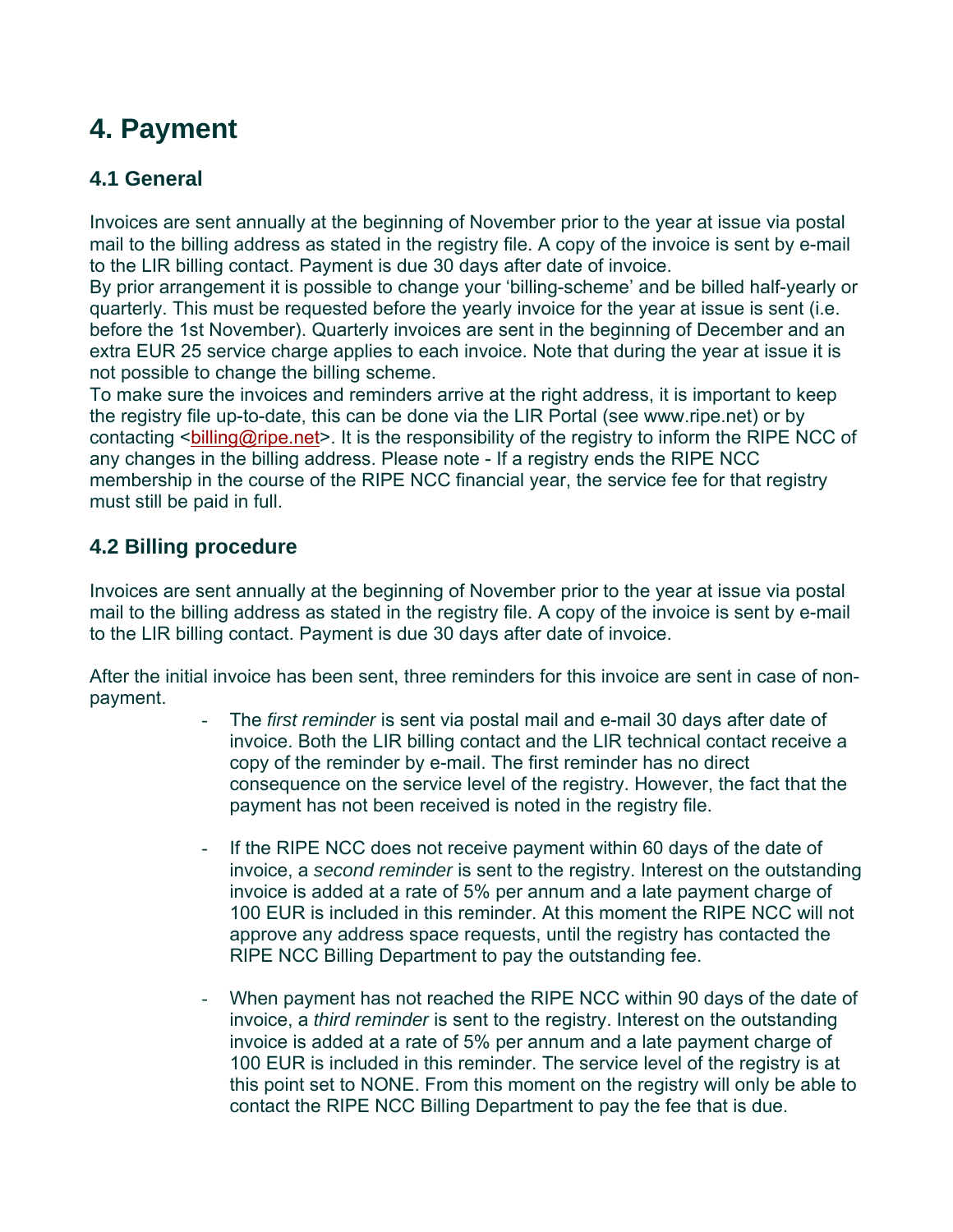# 4. Payment

## 4.1 General

Invoices are sent annually at the beginning of November prior to the year at issue via postal mail to the billing address as stated in the registry file. A copy of the invoice is sent by e-mail to the LIR billing contact. Payment is due 30 days after date of invoice.
By prior arrangement it is possible to change your 'billing-scheme' and be billed half-yearly or quarterly. This must be requested before the yearly invoice for the year at issue is sent (i.e. before the 1st November). Quarterly invoices are sent in the beginning of December and an extra EUR 25 service charge applies to each invoice. Note that during the year at issue it is not possible to change the billing scheme.
To make sure the invoices and reminders arrive at the right address, it is important to keep the registry file up-to-date, this can be done via the LIR Portal (see www.ripe.net) or by contacting <billing@ripe.net>. It is the responsibility of the registry to inform the RIPE NCC of any changes in the billing address. Please note - If a registry ends the RIPE NCC membership in the course of the RIPE NCC financial year, the service fee for that registry must still be paid in full.

## 4.2 Billing procedure

Invoices are sent annually at the beginning of November prior to the year at issue via postal mail to the billing address as stated in the registry file. A copy of the invoice is sent by e-mail to the LIR billing contact. Payment is due 30 days after date of invoice.

After the initial invoice has been sent, three reminders for this invoice are sent in case of non-payment.

- The *first reminder* is sent via postal mail and e-mail 30 days after date of invoice. Both the LIR billing contact and the LIR technical contact receive a copy of the reminder by e-mail. The first reminder has no direct consequence on the service level of the registry. However, the fact that the payment has not been received is noted in the registry file.

- If the RIPE NCC does not receive payment within 60 days of the date of invoice, a *second reminder* is sent to the registry. Interest on the outstanding invoice is added at a rate of 5% per annum and a late payment charge of 100 EUR is included in this reminder. At this moment the RIPE NCC will not approve any address space requests, until the registry has contacted the RIPE NCC Billing Department to pay the outstanding fee.

- When payment has not reached the RIPE NCC within 90 days of the date of invoice, a *third reminder* is sent to the registry. Interest on the outstanding invoice is added at a rate of 5% per annum and a late payment charge of 100 EUR is included in this reminder. The service level of the registry is at this point set to NONE. From this moment on the registry will only be able to contact the RIPE NCC Billing Department to pay the fee that is due.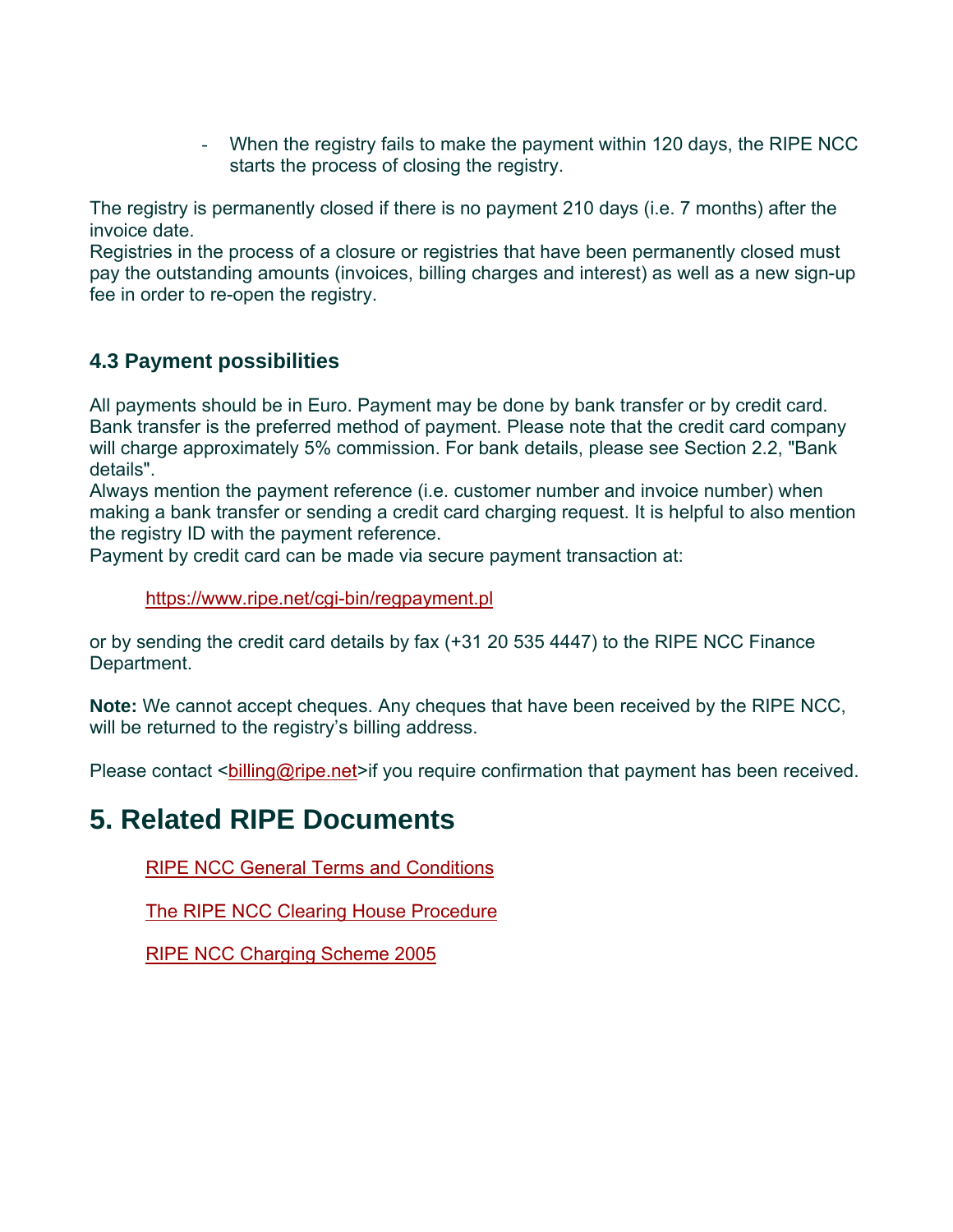- When the registry fails to make the payment within 120 days, the RIPE NCC starts the process of closing the registry.

The registry is permanently closed if there is no payment 210 days (i.e. 7 months) after the invoice date.
Registries in the process of a closure or registries that have been permanently closed must pay the outstanding amounts (invoices, billing charges and interest) as well as a new sign-up fee in order to re-open the registry.

### 4.3 Payment possibilities

All payments should be in Euro. Payment may be done by bank transfer or by credit card. Bank transfer is the preferred method of payment. Please note that the credit card company will charge approximately 5% commission. For bank details, please see Section 2.2, "Bank details".
Always mention the payment reference (i.e. customer number and invoice number) when making a bank transfer or sending a credit card charging request. It is helpful to also mention the registry ID with the payment reference.
Payment by credit card can be made via secure payment transaction at:

https://www.ripe.net/cgi-bin/regpayment.pl

or by sending the credit card details by fax (+31 20 535 4447) to the RIPE NCC Finance Department.

**Note:** We cannot accept cheques. Any cheques that have been received by the RIPE NCC, will be returned to the registry's billing address.

Please contact <billing@ripe.net>if you require confirmation that payment has been received.

## 5. Related RIPE Documents

RIPE NCC General Terms and Conditions

The RIPE NCC Clearing House Procedure

RIPE NCC Charging Scheme 2005